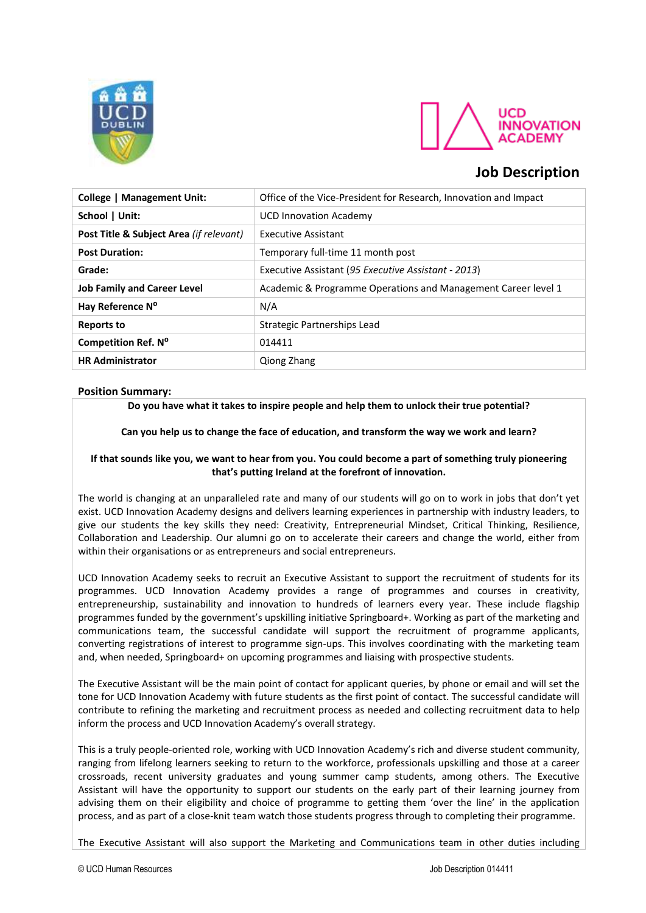# Job Description

| College \| Management Unit: | Office of the Vice-President for Research, Innovation and Impact |
|---|---|
| School \| Unit: | UCD Innovation Academy |
| Post Title & Subject Area *(if relevant)* | Executive Assistant |
| Post Duration: | Temporary full-time 11 month post |
| Grade: | Executive Assistant (*95 Executive Assistant - 2013*) |
| Job Family and Career Level | Academic & Programme Operations and Management Career level 1 |
| Hay Reference N° | N/A |
| Reports to | Strategic Partnerships Lead |
| Competition Ref. N° | 014411 |
| HR Administrator | Qiong Zhang |

## Position Summary:

**Do you have what it takes to inspire people and help them to unlock their true potential?**

**Can you help us to change the face of education, and transform the way we work and learn?**

**If that sounds like you, we want to hear from you. You could become a part of something truly pioneering that's putting Ireland at the forefront of innovation.**

The world is changing at an unparalleled rate and many of our students will go on to work in jobs that don't yet exist. UCD Innovation Academy designs and delivers learning experiences in partnership with industry leaders, to give our students the key skills they need: Creativity, Entrepreneurial Mindset, Critical Thinking, Resilience, Collaboration and Leadership. Our alumni go on to accelerate their careers and change the world, either from within their organisations or as entrepreneurs and social entrepreneurs.

UCD Innovation Academy seeks to recruit an Executive Assistant to support the recruitment of students for its programmes. UCD Innovation Academy provides a range of programmes and courses in creativity, entrepreneurship, sustainability and innovation to hundreds of learners every year. These include flagship programmes funded by the government's upskilling initiative Springboard+. Working as part of the marketing and communications team, the successful candidate will support the recruitment of programme applicants, converting registrations of interest to programme sign-ups. This involves coordinating with the marketing team and, when needed, Springboard+ on upcoming programmes and liaising with prospective students.

The Executive Assistant will be the main point of contact for applicant queries, by phone or email and will set the tone for UCD Innovation Academy with future students as the first point of contact. The successful candidate will contribute to refining the marketing and recruitment process as needed and collecting recruitment data to help inform the process and UCD Innovation Academy's overall strategy.

This is a truly people-oriented role, working with UCD Innovation Academy's rich and diverse student community, ranging from lifelong learners seeking to return to the workforce, professionals upskilling and those at a career crossroads, recent university graduates and young summer camp students, among others. The Executive Assistant will have the opportunity to support our students on the early part of their learning journey from advising them on their eligibility and choice of programme to getting them 'over the line' in the application process, and as part of a close-knit team watch those students progress through to completing their programme.

The Executive Assistant will also support the Marketing and Communications team in other duties including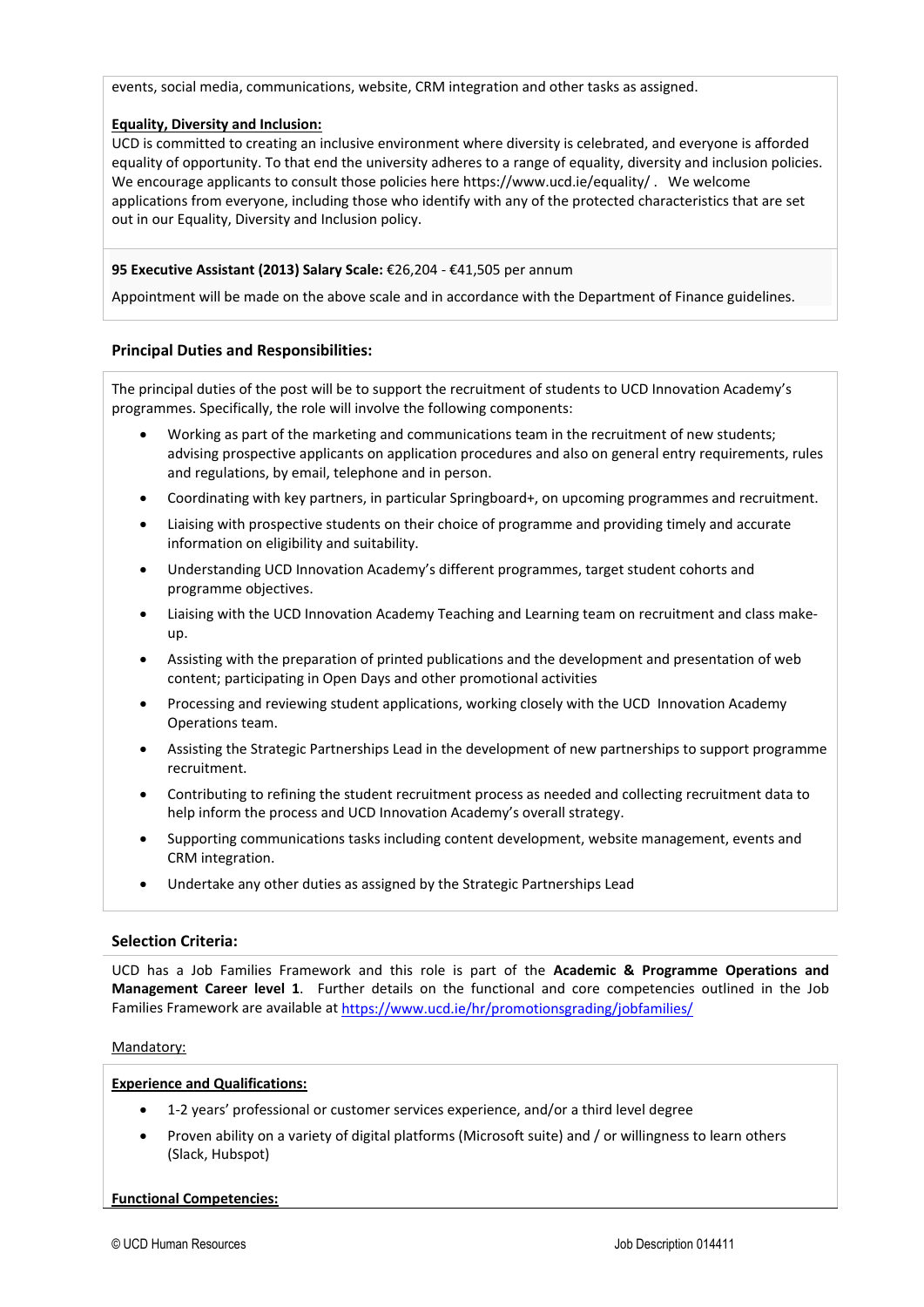events, social media, communications, website, CRM integration and other tasks as assigned.

**Equality, Diversity and Inclusion:**
UCD is committed to creating an inclusive environment where diversity is celebrated, and everyone is afforded equality of opportunity. To that end the university adheres to a range of equality, diversity and inclusion policies. We encourage applicants to consult those policies here https://www.ucd.ie/equality/ . We welcome applications from everyone, including those who identify with any of the protected characteristics that are set out in our Equality, Diversity and Inclusion policy.

**95 Executive Assistant (2013) Salary Scale:** €26,204 - €41,505 per annum

Appointment will be made on the above scale and in accordance with the Department of Finance guidelines.

### Principal Duties and Responsibilities:

The principal duties of the post will be to support the recruitment of students to UCD Innovation Academy's programmes. Specifically, the role will involve the following components:

- Working as part of the marketing and communications team in the recruitment of new students; advising prospective applicants on application procedures and also on general entry requirements, rules and regulations, by email, telephone and in person.
- Coordinating with key partners, in particular Springboard+, on upcoming programmes and recruitment.
- Liaising with prospective students on their choice of programme and providing timely and accurate information on eligibility and suitability.
- Understanding UCD Innovation Academy's different programmes, target student cohorts and programme objectives.
- Liaising with the UCD Innovation Academy Teaching and Learning team on recruitment and class make-up.
- Assisting with the preparation of printed publications and the development and presentation of web content; participating in Open Days and other promotional activities
- Processing and reviewing student applications, working closely with the UCD Innovation Academy Operations team.
- Assisting the Strategic Partnerships Lead in the development of new partnerships to support programme recruitment.
- Contributing to refining the student recruitment process as needed and collecting recruitment data to help inform the process and UCD Innovation Academy's overall strategy.
- Supporting communications tasks including content development, website management, events and CRM integration.
- Undertake any other duties as assigned by the Strategic Partnerships Lead

### Selection Criteria:

UCD has a Job Families Framework and this role is part of the **Academic & Programme Operations and Management Career level 1**. Further details on the functional and core competencies outlined in the Job Families Framework are available at https://www.ucd.ie/hr/promotionsgrading/jobfamilies/

Mandatory:

**Experience and Qualifications:**

- 1-2 years' professional or customer services experience, and/or a third level degree
- Proven ability on a variety of digital platforms (Microsoft suite) and / or willingness to learn others (Slack, Hubspot)

**Functional Competencies:**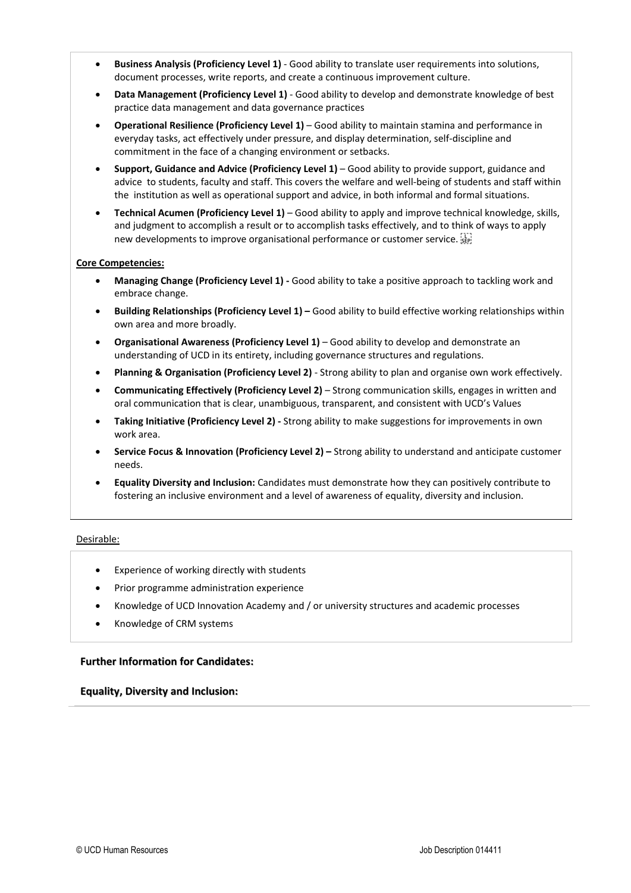- **Business Analysis (Proficiency Level 1)** - Good ability to translate user requirements into solutions, document processes, write reports, and create a continuous improvement culture.
- **Data Management (Proficiency Level 1)** - Good ability to develop and demonstrate knowledge of best practice data management and data governance practices
- **Operational Resilience (Proficiency Level 1)** – Good ability to maintain stamina and performance in everyday tasks, act effectively under pressure, and display determination, self-discipline and commitment in the face of a changing environment or setbacks.
- **Support, Guidance and Advice (Proficiency Level 1)** – Good ability to provide support, guidance and advice to students, faculty and staff. This covers the welfare and well-being of students and staff within the institution as well as operational support and advice, in both informal and formal situations.
- **Technical Acumen (Proficiency Level 1)** – Good ability to apply and improve technical knowledge, skills, and judgment to accomplish a result or to accomplish tasks effectively, and to think of ways to apply new developments to improve organisational performance or customer service.

**Core Competencies:**

- **Managing Change (Proficiency Level 1) -** Good ability to take a positive approach to tackling work and embrace change.
- **Building Relationships (Proficiency Level 1) –** Good ability to build effective working relationships within own area and more broadly.
- **Organisational Awareness (Proficiency Level 1)** – Good ability to develop and demonstrate an understanding of UCD in its entirety, including governance structures and regulations.
- **Planning & Organisation (Proficiency Level 2)** - Strong ability to plan and organise own work effectively.
- **Communicating Effectively (Proficiency Level 2)** – Strong communication skills, engages in written and oral communication that is clear, unambiguous, transparent, and consistent with UCD's Values
- **Taking Initiative (Proficiency Level 2) -** Strong ability to make suggestions for improvements in own work area.
- **Service Focus & Innovation (Proficiency Level 2) –** Strong ability to understand and anticipate customer needs.
- **Equality Diversity and Inclusion:** Candidates must demonstrate how they can positively contribute to fostering an inclusive environment and a level of awareness of equality, diversity and inclusion.

Desirable:

- Experience of working directly with students
- Prior programme administration experience
- Knowledge of UCD Innovation Academy and / or university structures and academic processes
- Knowledge of CRM systems

**Further Information for Candidates:**

**Equality, Diversity and Inclusion:**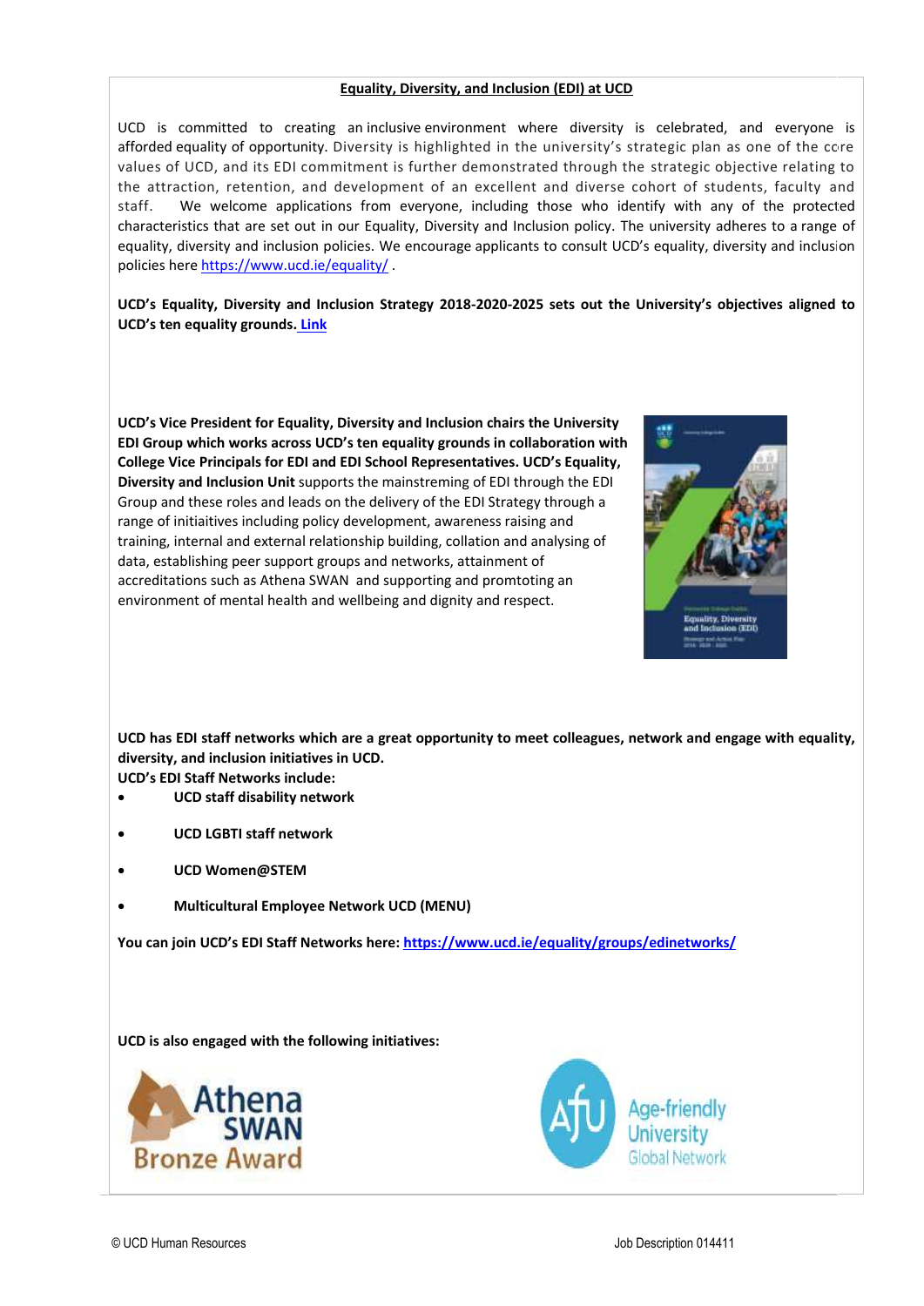## Equality, Diversity, and Inclusion (EDI) at UCD

UCD is committed to creating an inclusive environment where diversity is celebrated, and everyone is afforded equality of opportunity. Diversity is highlighted in the university's strategic plan as one of the core values of UCD, and its EDI commitment is further demonstrated through the strategic objective relating to the attraction, retention, and development of an excellent and diverse cohort of students, faculty and staff. We welcome applications from everyone, including those who identify with any of the protected characteristics that are set out in our Equality, Diversity and Inclusion policy. The university adheres to a range of equality, diversity and inclusion policies. We encourage applicants to consult UCD's equality, diversity and inclusion policies here [https://www.ucd.ie/equality/](https://www.ucd.ie/equality/) .

**UCD's Equality, Diversity and Inclusion Strategy 2018-2020-2025 sets out the University's objectives aligned to UCD's ten equality grounds. Link**

**UCD's Vice President for Equality, Diversity and Inclusion chairs the University EDI Group which works across UCD's ten equality grounds in collaboration with College Vice Principals for EDI and EDI School Representatives. UCD's Equality, Diversity and Inclusion Unit** supports the mainstreming of EDI through the EDI Group and these roles and leads on the delivery of the EDI Strategy through a range of initiaitives including policy development, awareness raising and training, internal and external relationship building, collation and analysing of data, establishing peer support groups and networks, attainment of accreditations such as Athena SWAN and supporting and promtoting an environment of mental health and wellbeing and dignity and respect.

**UCD has EDI staff networks which are a great opportunity to meet colleagues, network and engage with equality, diversity, and inclusion initiatives in UCD.**
**UCD's EDI Staff Networks include:**

- **UCD staff disability network**
- **UCD LGBTI staff network**
- **UCD Women@STEM**
- **Multicultural Employee Network UCD (MENU)**

**You can join UCD's EDI Staff Networks here: [https://www.ucd.ie/equality/groups/edinetworks/](https://www.ucd.ie/equality/groups/edinetworks/)**

**UCD is also engaged with the following initiatives:**

Athena SWAN Bronze Award

Age-friendly University Global Network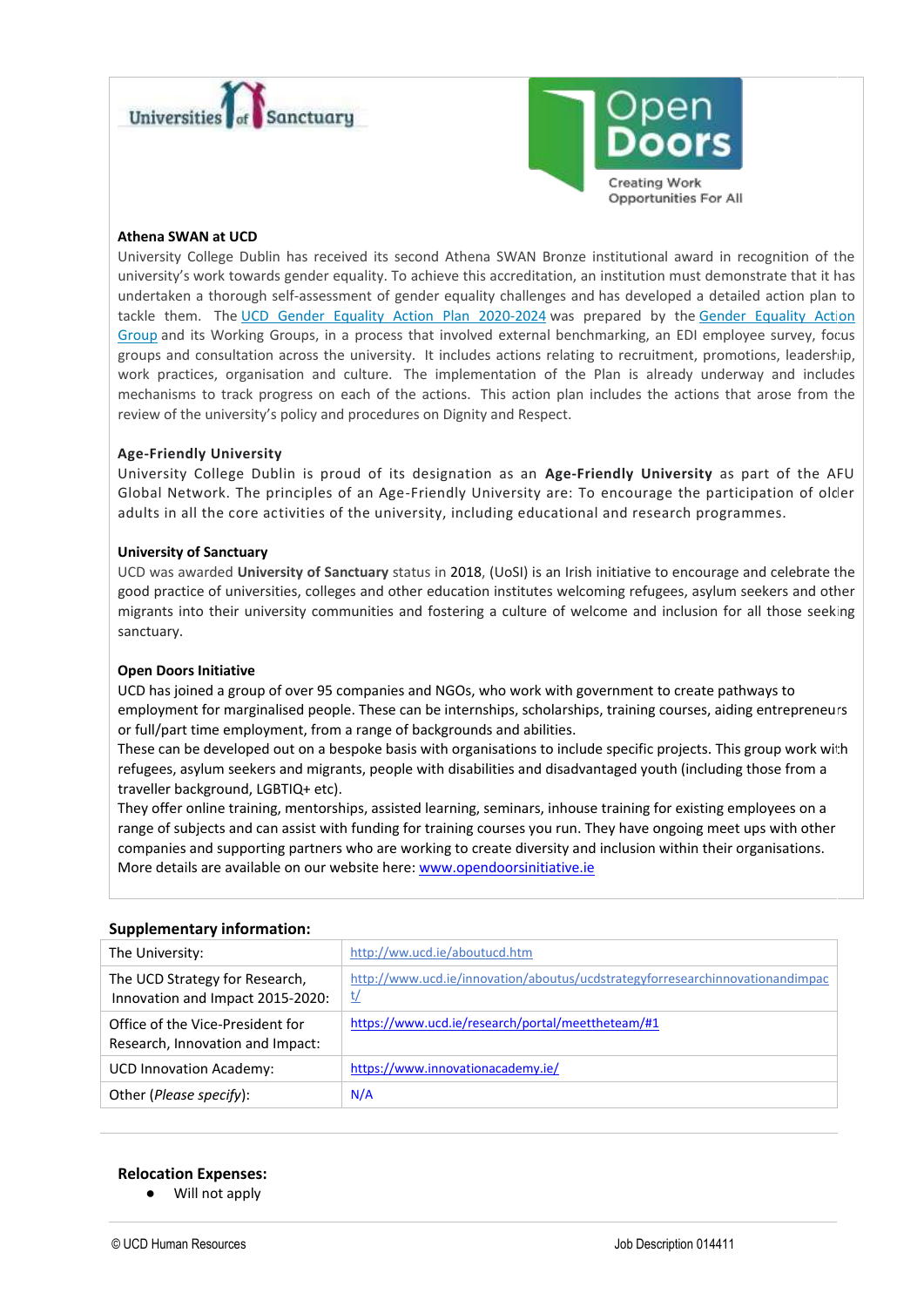**Athena SWAN at UCD**

University College Dublin has received its second Athena SWAN Bronze institutional award in recognition of the university's work towards gender equality. To achieve this accreditation, an institution must demonstrate that it has undertaken a thorough self-assessment of gender equality challenges and has developed a detailed action plan to tackle them. The UCD Gender Equality Action Plan 2020-2024 was prepared by the Gender Equality Action Group and its Working Groups, in a process that involved external benchmarking, an EDI employee survey, focus groups and consultation across the university. It includes actions relating to recruitment, promotions, leadership, work practices, organisation and culture. The implementation of the Plan is already underway and includes mechanisms to track progress on each of the actions. This action plan includes the actions that arose from the review of the university's policy and procedures on Dignity and Respect.

**Age-Friendly University**

University College Dublin is proud of its designation as an **Age-Friendly University** as part of the AFU Global Network. The principles of an Age-Friendly University are: To encourage the participation of older adults in all the core activities of the university, including educational and research programmes.

**University of Sanctuary**

UCD was awarded **University of Sanctuary** status in 2018, (UoSI) is an Irish initiative to encourage and celebrate the good practice of universities, colleges and other education institutes welcoming refugees, asylum seekers and other migrants into their university communities and fostering a culture of welcome and inclusion for all those seeking sanctuary.

**Open Doors Initiative**

UCD has joined a group of over 95 companies and NGOs, who work with government to create pathways to employment for marginalised people. These can be internships, scholarships, training courses, aiding entrepreneurs or full/part time employment, from a range of backgrounds and abilities.
These can be developed out on a bespoke basis with organisations to include specific projects. This group work with refugees, asylum seekers and migrants, people with disabilities and disadvantaged youth (including those from a traveller background, LGBTIQ+ etc).
They offer online training, mentorships, assisted learning, seminars, inhouse training for existing employees on a range of subjects and can assist with funding for training courses you run. They have ongoing meet ups with other companies and supporting partners who are working to create diversity and inclusion within their organisations.
More details are available on our website here: www.opendoorsinitiative.ie

**Supplementary information:**

| | |
|---|---|
| The University: | http://ww.ucd.ie/aboutucd.htm |
| The UCD Strategy for Research, Innovation and Impact 2015-2020: | http://www.ucd.ie/innovation/aboutus/ucdstrategyforresearchinnovationandimpact/ |
| Office of the Vice-President for Research, Innovation and Impact: | https://www.ucd.ie/research/portal/meettheteam/#1 |
| UCD Innovation Academy: | https://www.innovationacademy.ie/ |
| Other (*Please specify*): | N/A |

**Relocation Expenses:**

- Will not apply

© UCD Human Resources Job Description 014411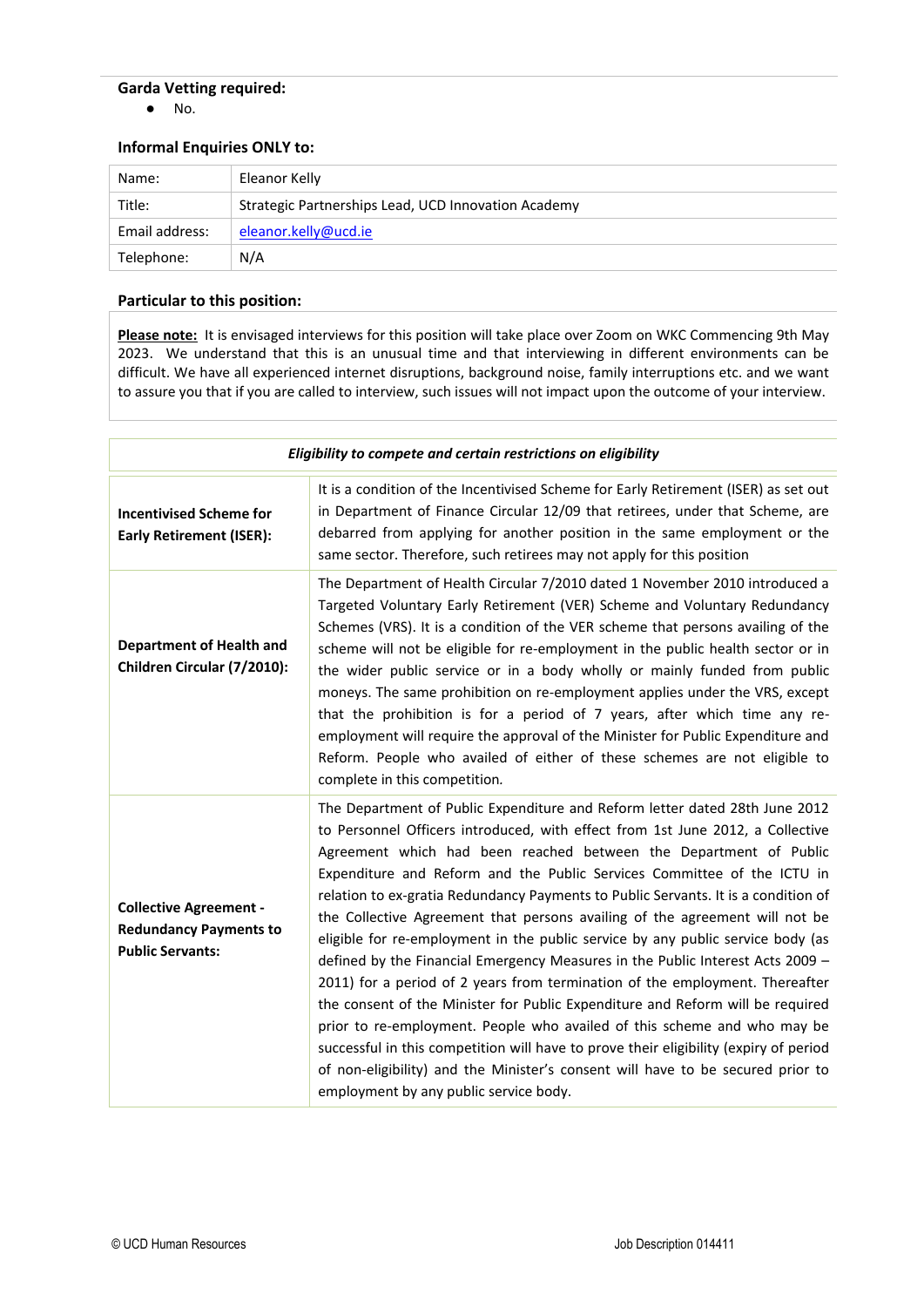**Garda Vetting required:**

- No.

**Informal Enquiries ONLY to:**

| Name: | Eleanor Kelly |
|---|---|
| Title: | Strategic Partnerships Lead, UCD Innovation Academy |
| Email address: | eleanor.kelly@ucd.ie |
| Telephone: | N/A |

**Particular to this position:**

**Please note:** It is envisaged interviews for this position will take place over Zoom on WKC Commencing 9th May 2023. We understand that this is an unusual time and that interviewing in different environments can be difficult. We have all experienced internet disruptions, background noise, family interruptions etc. and we want to assure you that if you are called to interview, such issues will not impact upon the outcome of your interview.

| ***Eligibility to compete and certain restrictions on eligibility*** | |
|---|---|
| **Incentivised Scheme for Early Retirement (ISER):** | It is a condition of the Incentivised Scheme for Early Retirement (ISER) as set out in Department of Finance Circular 12/09 that retirees, under that Scheme, are debarred from applying for another position in the same employment or the same sector. Therefore, such retirees may not apply for this position |
| **Department of Health and Children Circular (7/2010):** | The Department of Health Circular 7/2010 dated 1 November 2010 introduced a Targeted Voluntary Early Retirement (VER) Scheme and Voluntary Redundancy Schemes (VRS). It is a condition of the VER scheme that persons availing of the scheme will not be eligible for re-employment in the public health sector or in the wider public service or in a body wholly or mainly funded from public moneys. The same prohibition on re-employment applies under the VRS, except that the prohibition is for a period of 7 years, after which time any re-employment will require the approval of the Minister for Public Expenditure and Reform. People who availed of either of these schemes are not eligible to complete in this competition. |
| **Collective Agreement - Redundancy Payments to Public Servants:** | The Department of Public Expenditure and Reform letter dated 28th June 2012 to Personnel Officers introduced, with effect from 1st June 2012, a Collective Agreement which had been reached between the Department of Public Expenditure and Reform and the Public Services Committee of the ICTU in relation to ex-gratia Redundancy Payments to Public Servants. It is a condition of the Collective Agreement that persons availing of the agreement will not be eligible for re-employment in the public service by any public service body (as defined by the Financial Emergency Measures in the Public Interest Acts 2009 – 2011) for a period of 2 years from termination of the employment. Thereafter the consent of the Minister for Public Expenditure and Reform will be required prior to re-employment. People who availed of this scheme and who may be successful in this competition will have to prove their eligibility (expiry of period of non-eligibility) and the Minister's consent will have to be secured prior to employment by any public service body. |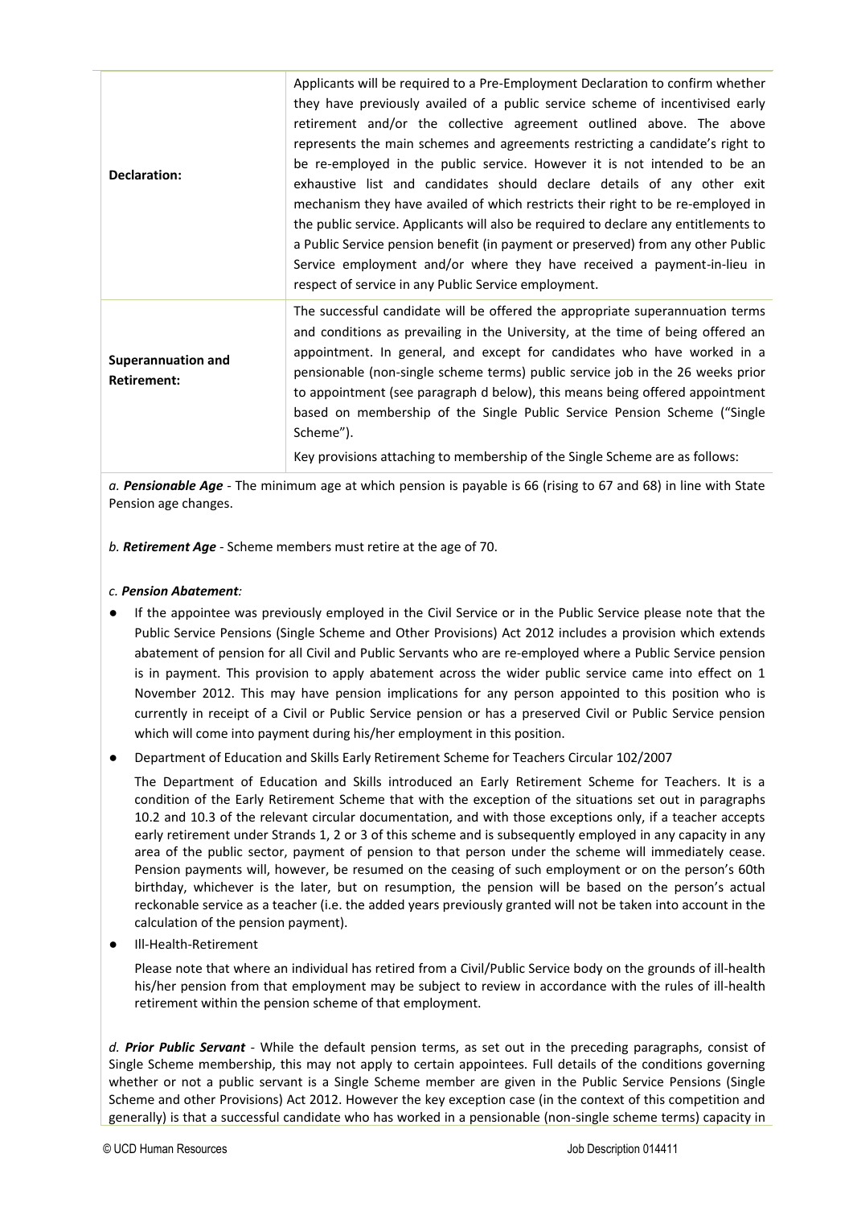| | |
|---|---|
| **Declaration:** | Applicants will be required to a Pre-Employment Declaration to confirm whether they have previously availed of a public service scheme of incentivised early retirement and/or the collective agreement outlined above. The above represents the main schemes and agreements restricting a candidate's right to be re-employed in the public service. However it is not intended to be an exhaustive list and candidates should declare details of any other exit mechanism they have availed of which restricts their right to be re-employed in the public service. Applicants will also be required to declare any entitlements to a Public Service pension benefit (in payment or preserved) from any other Public Service employment and/or where they have received a payment-in-lieu in respect of service in any Public Service employment. |
| **Superannuation and Retirement:** | The successful candidate will be offered the appropriate superannuation terms and conditions as prevailing in the University, at the time of being offered an appointment. In general, and except for candidates who have worked in a pensionable (non-single scheme terms) public service job in the 26 weeks prior to appointment (see paragraph d below), this means being offered appointment based on membership of the Single Public Service Pension Scheme ("Single Scheme").<br><br>Key provisions attaching to membership of the Single Scheme are as follows: |

*a.* ***Pensionable Age*** - The minimum age at which pension is payable is 66 (rising to 67 and 68) in line with State Pension age changes.

*b.* ***Retirement Age*** - Scheme members must retire at the age of 70.

*c.* ***Pension Abatement:***

- If the appointee was previously employed in the Civil Service or in the Public Service please note that the Public Service Pensions (Single Scheme and Other Provisions) Act 2012 includes a provision which extends abatement of pension for all Civil and Public Servants who are re-employed where a Public Service pension is in payment. This provision to apply abatement across the wider public service came into effect on 1 November 2012. This may have pension implications for any person appointed to this position who is currently in receipt of a Civil or Public Service pension or has a preserved Civil or Public Service pension which will come into payment during his/her employment in this position.
- Department of Education and Skills Early Retirement Scheme for Teachers Circular 102/2007

  The Department of Education and Skills introduced an Early Retirement Scheme for Teachers. It is a condition of the Early Retirement Scheme that with the exception of the situations set out in paragraphs 10.2 and 10.3 of the relevant circular documentation, and with those exceptions only, if a teacher accepts early retirement under Strands 1, 2 or 3 of this scheme and is subsequently employed in any capacity in any area of the public sector, payment of pension to that person under the scheme will immediately cease. Pension payments will, however, be resumed on the ceasing of such employment or on the person's 60th birthday, whichever is the later, but on resumption, the pension will be based on the person's actual reckonable service as a teacher (i.e. the added years previously granted will not be taken into account in the calculation of the pension payment).
- Ill-Health-Retirement

  Please note that where an individual has retired from a Civil/Public Service body on the grounds of ill-health his/her pension from that employment may be subject to review in accordance with the rules of ill-health retirement within the pension scheme of that employment.

*d.* ***Prior Public Servant*** - While the default pension terms, as set out in the preceding paragraphs, consist of Single Scheme membership, this may not apply to certain appointees. Full details of the conditions governing whether or not a public servant is a Single Scheme member are given in the Public Service Pensions (Single Scheme and other Provisions) Act 2012. However the key exception case (in the context of this competition and generally) is that a successful candidate who has worked in a pensionable (non-single scheme terms) capacity in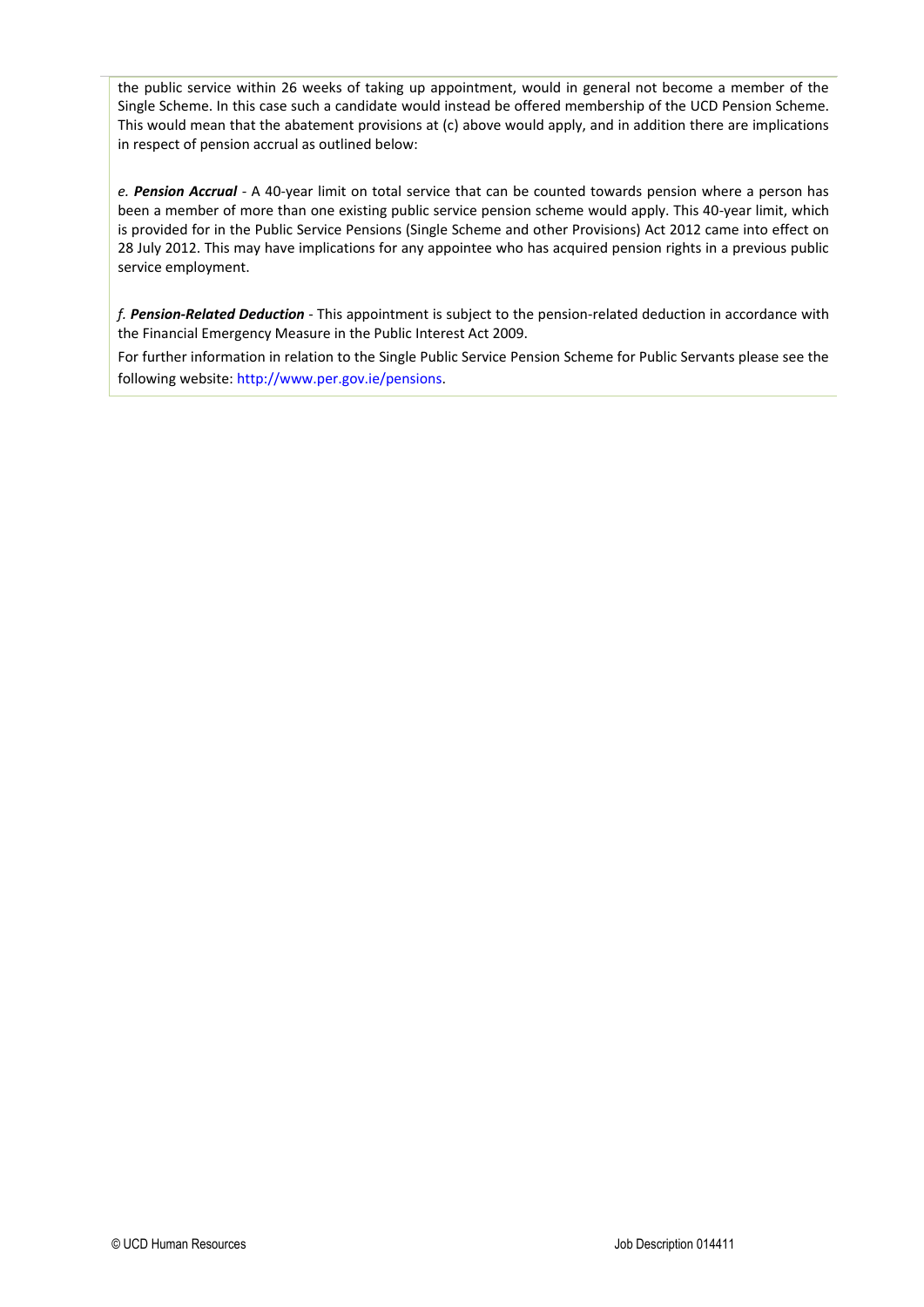the public service within 26 weeks of taking up appointment, would in general not become a member of the Single Scheme. In this case such a candidate would instead be offered membership of the UCD Pension Scheme. This would mean that the abatement provisions at (c) above would apply, and in addition there are implications in respect of pension accrual as outlined below:

*e.* ***Pension Accrual*** - A 40-year limit on total service that can be counted towards pension where a person has been a member of more than one existing public service pension scheme would apply. This 40-year limit, which is provided for in the Public Service Pensions (Single Scheme and other Provisions) Act 2012 came into effect on 28 July 2012. This may have implications for any appointee who has acquired pension rights in a previous public service employment.

*f.* ***Pension-Related Deduction*** - This appointment is subject to the pension-related deduction in accordance with the Financial Emergency Measure in the Public Interest Act 2009.

For further information in relation to the Single Public Service Pension Scheme for Public Servants please see the following website: http://www.per.gov.ie/pensions.